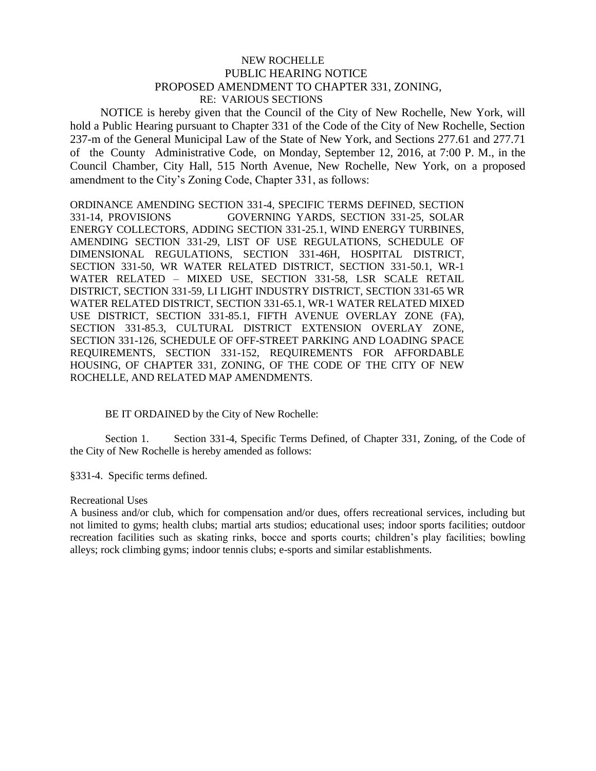# NEW ROCHELLE
## PUBLIC HEARING NOTICE
## PROPOSED AMENDMENT TO CHAPTER 331, ZONING,
### RE: VARIOUS SECTIONS

NOTICE is hereby given that the Council of the City of New Rochelle, New York, will hold a Public Hearing pursuant to Chapter 331 of the Code of the City of New Rochelle, Section 237-m of the General Municipal Law of the State of New York, and Sections 277.61 and 277.71 of the County Administrative Code, on Monday, September 12, 2016, at 7:00 P. M., in the Council Chamber, City Hall, 515 North Avenue, New Rochelle, New York, on a proposed amendment to the City's Zoning Code, Chapter 331, as follows:

ORDINANCE AMENDING SECTION 331-4, SPECIFIC TERMS DEFINED, SECTION 331-14, PROVISIONS GOVERNING YARDS, SECTION 331-25, SOLAR ENERGY COLLECTORS, ADDING SECTION 331-25.1, WIND ENERGY TURBINES, AMENDING SECTION 331-29, LIST OF USE REGULATIONS, SCHEDULE OF DIMENSIONAL REGULATIONS, SECTION 331-46H, HOSPITAL DISTRICT, SECTION 331-50, WR WATER RELATED DISTRICT, SECTION 331-50.1, WR-1 WATER RELATED – MIXED USE, SECTION 331-58, LSR SCALE RETAIL DISTRICT, SECTION 331-59, LI LIGHT INDUSTRY DISTRICT, SECTION 331-65 WR WATER RELATED DISTRICT, SECTION 331-65.1, WR-1 WATER RELATED MIXED USE DISTRICT, SECTION 331-85.1, FIFTH AVENUE OVERLAY ZONE (FA), SECTION 331-85.3, CULTURAL DISTRICT EXTENSION OVERLAY ZONE, SECTION 331-126, SCHEDULE OF OFF-STREET PARKING AND LOADING SPACE REQUIREMENTS, SECTION 331-152, REQUIREMENTS FOR AFFORDABLE HOUSING, OF CHAPTER 331, ZONING, OF THE CODE OF THE CITY OF NEW ROCHELLE, AND RELATED MAP AMENDMENTS.

BE IT ORDAINED by the City of New Rochelle:

Section 1. Section 331-4, Specific Terms Defined, of Chapter 331, Zoning, of the Code of the City of New Rochelle is hereby amended as follows:

§331-4. Specific terms defined.

Recreational Uses

A business and/or club, which for compensation and/or dues, offers recreational services, including but not limited to gyms; health clubs; martial arts studios; educational uses; indoor sports facilities; outdoor recreation facilities such as skating rinks, bocce and sports courts; children's play facilities; bowling alleys; rock climbing gyms; indoor tennis clubs; e-sports and similar establishments.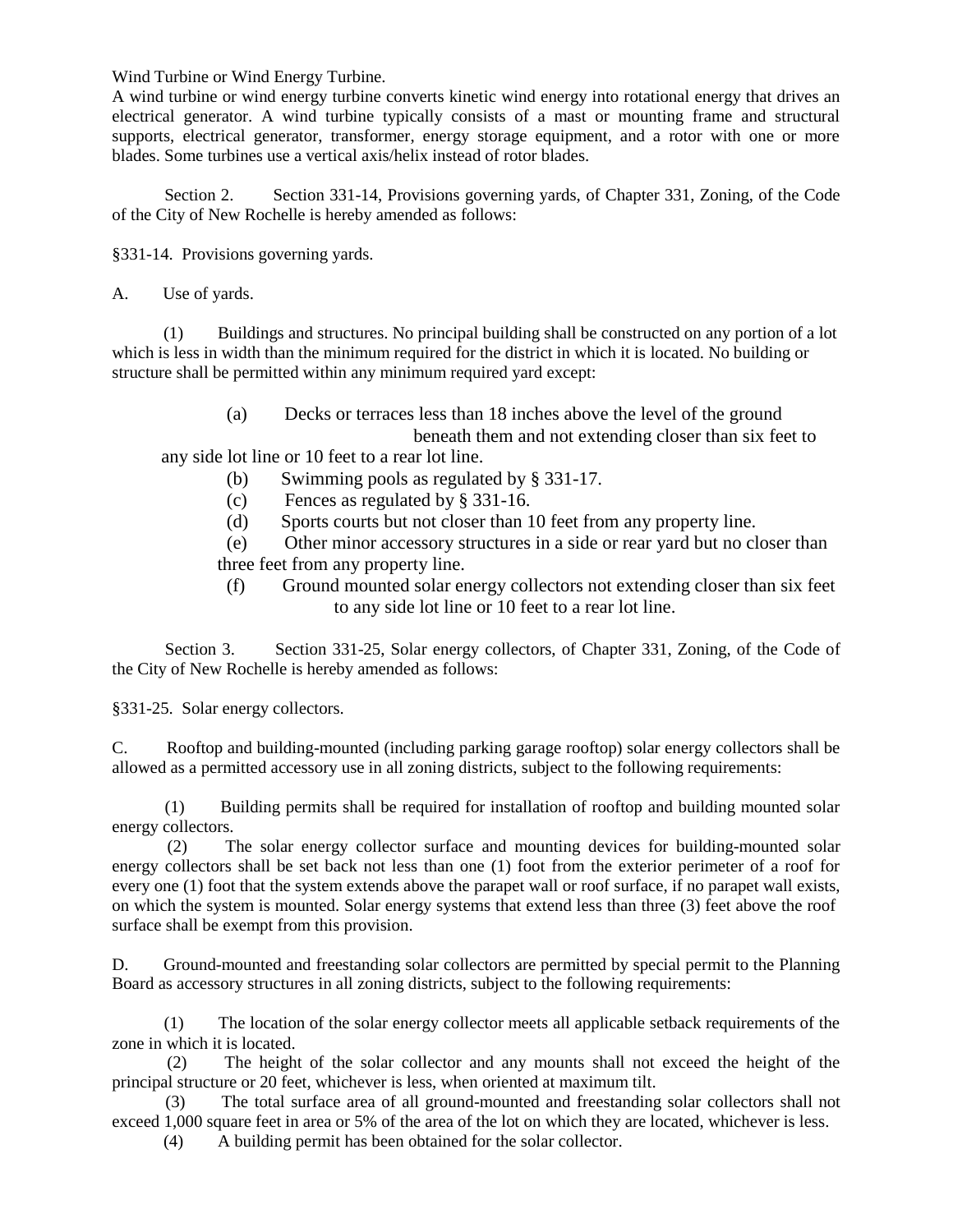Wind Turbine or Wind Energy Turbine.

A wind turbine or wind energy turbine converts kinetic wind energy into rotational energy that drives an electrical generator. A wind turbine typically consists of a mast or mounting frame and structural supports, electrical generator, transformer, energy storage equipment, and a rotor with one or more blades. Some turbines use a vertical axis/helix instead of rotor blades.

Section 2. Section 331-14, Provisions governing yards, of Chapter 331, Zoning, of the Code of the City of New Rochelle is hereby amended as follows:

§331-14. Provisions governing yards.

A. Use of yards.

(1) Buildings and structures. No principal building shall be constructed on any portion of a lot which is less in width than the minimum required for the district in which it is located. No building or structure shall be permitted within any minimum required yard except:

(a) Decks or terraces less than 18 inches above the level of the ground beneath them and not extending closer than six feet to any side lot line or 10 feet to a rear lot line.

(b) Swimming pools as regulated by § 331-17.

(c) Fences as regulated by § 331-16.

(d) Sports courts but not closer than 10 feet from any property line.

(e) Other minor accessory structures in a side or rear yard but no closer than three feet from any property line.

(f) Ground mounted solar energy collectors not extending closer than six feet to any side lot line or 10 feet to a rear lot line.

Section 3. Section 331-25, Solar energy collectors, of Chapter 331, Zoning, of the Code of the City of New Rochelle is hereby amended as follows:

§331-25. Solar energy collectors.

C. Rooftop and building-mounted (including parking garage rooftop) solar energy collectors shall be allowed as a permitted accessory use in all zoning districts, subject to the following requirements:

(1) Building permits shall be required for installation of rooftop and building mounted solar energy collectors.

(2) The solar energy collector surface and mounting devices for building-mounted solar energy collectors shall be set back not less than one (1) foot from the exterior perimeter of a roof for every one (1) foot that the system extends above the parapet wall or roof surface, if no parapet wall exists, on which the system is mounted. Solar energy systems that extend less than three (3) feet above the roof surface shall be exempt from this provision.

D. Ground-mounted and freestanding solar collectors are permitted by special permit to the Planning Board as accessory structures in all zoning districts, subject to the following requirements:

(1) The location of the solar energy collector meets all applicable setback requirements of the zone in which it is located.

(2) The height of the solar collector and any mounts shall not exceed the height of the principal structure or 20 feet, whichever is less, when oriented at maximum tilt.

(3) The total surface area of all ground-mounted and freestanding solar collectors shall not exceed 1,000 square feet in area or 5% of the area of the lot on which they are located, whichever is less.

(4) A building permit has been obtained for the solar collector.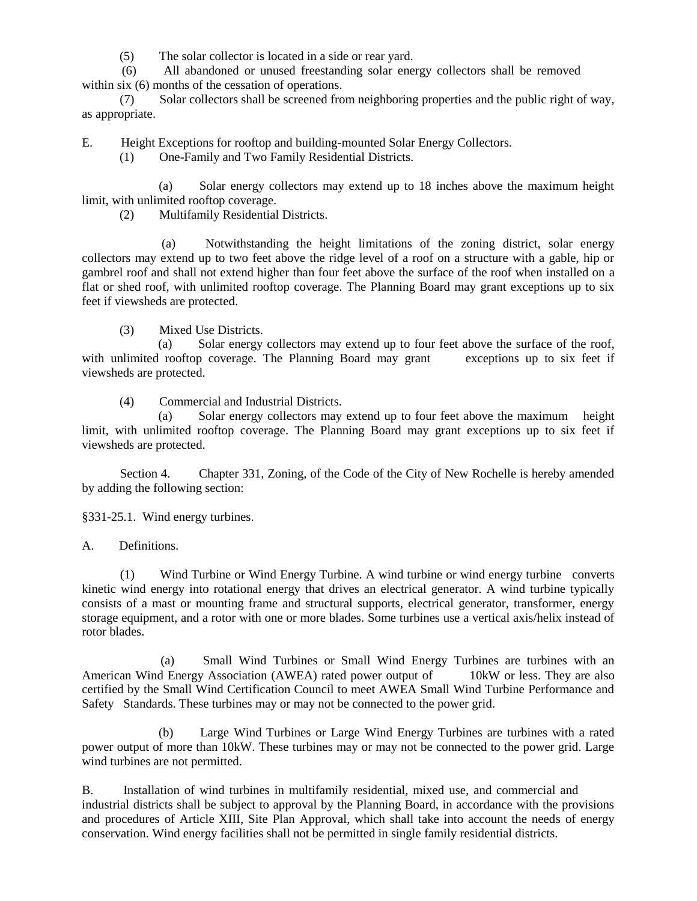(5) The solar collector is located in a side or rear yard.

(6) All abandoned or unused freestanding solar energy collectors shall be removed within six (6) months of the cessation of operations.

(7) Solar collectors shall be screened from neighboring properties and the public right of way, as appropriate.

E. Height Exceptions for rooftop and building-mounted Solar Energy Collectors.

(1) One-Family and Two Family Residential Districts.

(a) Solar energy collectors may extend up to 18 inches above the maximum height limit, with unlimited rooftop coverage.

(2) Multifamily Residential Districts.

(a) Notwithstanding the height limitations of the zoning district, solar energy collectors may extend up to two feet above the ridge level of a roof on a structure with a gable, hip or gambrel roof and shall not extend higher than four feet above the surface of the roof when installed on a flat or shed roof, with unlimited rooftop coverage. The Planning Board may grant exceptions up to six feet if viewsheds are protected.

(3) Mixed Use Districts.

(a) Solar energy collectors may extend up to four feet above the surface of the roof, with unlimited rooftop coverage. The Planning Board may grant exceptions up to six feet if viewsheds are protected.

(4) Commercial and Industrial Districts.

(a) Solar energy collectors may extend up to four feet above the maximum height limit, with unlimited rooftop coverage. The Planning Board may grant exceptions up to six feet if viewsheds are protected.

Section 4. Chapter 331, Zoning, of the Code of the City of New Rochelle is hereby amended by adding the following section:

§331-25.1. Wind energy turbines.

A. Definitions.

(1) Wind Turbine or Wind Energy Turbine. A wind turbine or wind energy turbine converts kinetic wind energy into rotational energy that drives an electrical generator. A wind turbine typically consists of a mast or mounting frame and structural supports, electrical generator, transformer, energy storage equipment, and a rotor with one or more blades. Some turbines use a vertical axis/helix instead of rotor blades.

(a) Small Wind Turbines or Small Wind Energy Turbines are turbines with an American Wind Energy Association (AWEA) rated power output of 10kW or less. They are also certified by the Small Wind Certification Council to meet AWEA Small Wind Turbine Performance and Safety Standards. These turbines may or may not be connected to the power grid.

(b) Large Wind Turbines or Large Wind Energy Turbines are turbines with a rated power output of more than 10kW. These turbines may or may not be connected to the power grid. Large wind turbines are not permitted.

B. Installation of wind turbines in multifamily residential, mixed use, and commercial and industrial districts shall be subject to approval by the Planning Board, in accordance with the provisions and procedures of Article XIII, Site Plan Approval, which shall take into account the needs of energy conservation. Wind energy facilities shall not be permitted in single family residential districts.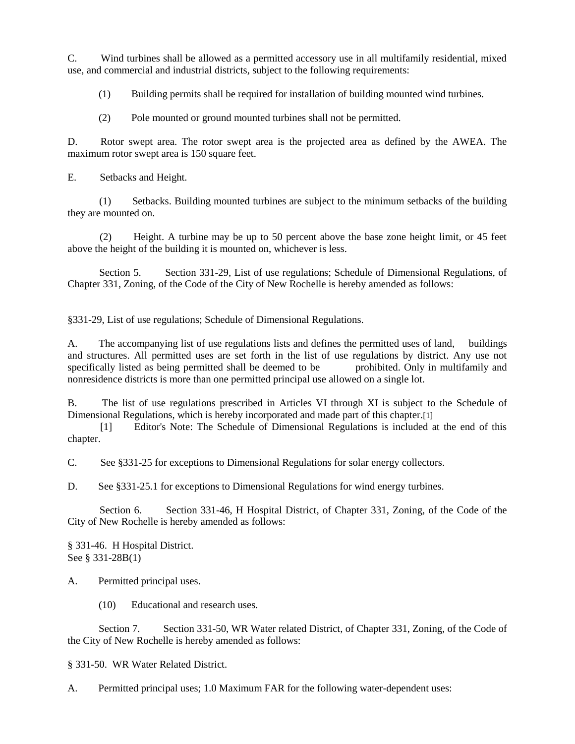C. Wind turbines shall be allowed as a permitted accessory use in all multifamily residential, mixed use, and commercial and industrial districts, subject to the following requirements:

(1) Building permits shall be required for installation of building mounted wind turbines.

(2) Pole mounted or ground mounted turbines shall not be permitted.

D. Rotor swept area. The rotor swept area is the projected area as defined by the AWEA. The maximum rotor swept area is 150 square feet.

E. Setbacks and Height.

(1) Setbacks. Building mounted turbines are subject to the minimum setbacks of the building they are mounted on.

(2) Height. A turbine may be up to 50 percent above the base zone height limit, or 45 feet above the height of the building it is mounted on, whichever is less.

Section 5. Section 331-29, List of use regulations; Schedule of Dimensional Regulations, of Chapter 331, Zoning, of the Code of the City of New Rochelle is hereby amended as follows:

§331-29, List of use regulations; Schedule of Dimensional Regulations.

A. The accompanying list of use regulations lists and defines the permitted uses of land, buildings and structures. All permitted uses are set forth in the list of use regulations by district. Any use not specifically listed as being permitted shall be deemed to be prohibited. Only in multifamily and nonresidence districts is more than one permitted principal use allowed on a single lot.

B. The list of use regulations prescribed in Articles VI through XI is subject to the Schedule of Dimensional Regulations, which is hereby incorporated and made part of this chapter.[1]

[1] Editor's Note: The Schedule of Dimensional Regulations is included at the end of this chapter.

C. See §331-25 for exceptions to Dimensional Regulations for solar energy collectors.

D. See §331-25.1 for exceptions to Dimensional Regulations for wind energy turbines.

Section 6. Section 331-46, H Hospital District, of Chapter 331, Zoning, of the Code of the City of New Rochelle is hereby amended as follows:

§ 331-46. H Hospital District.
See § 331-28B(1)

A. Permitted principal uses.

(10) Educational and research uses.

Section 7. Section 331-50, WR Water related District, of Chapter 331, Zoning, of the Code of the City of New Rochelle is hereby amended as follows:

§ 331-50. WR Water Related District.

A. Permitted principal uses; 1.0 Maximum FAR for the following water-dependent uses: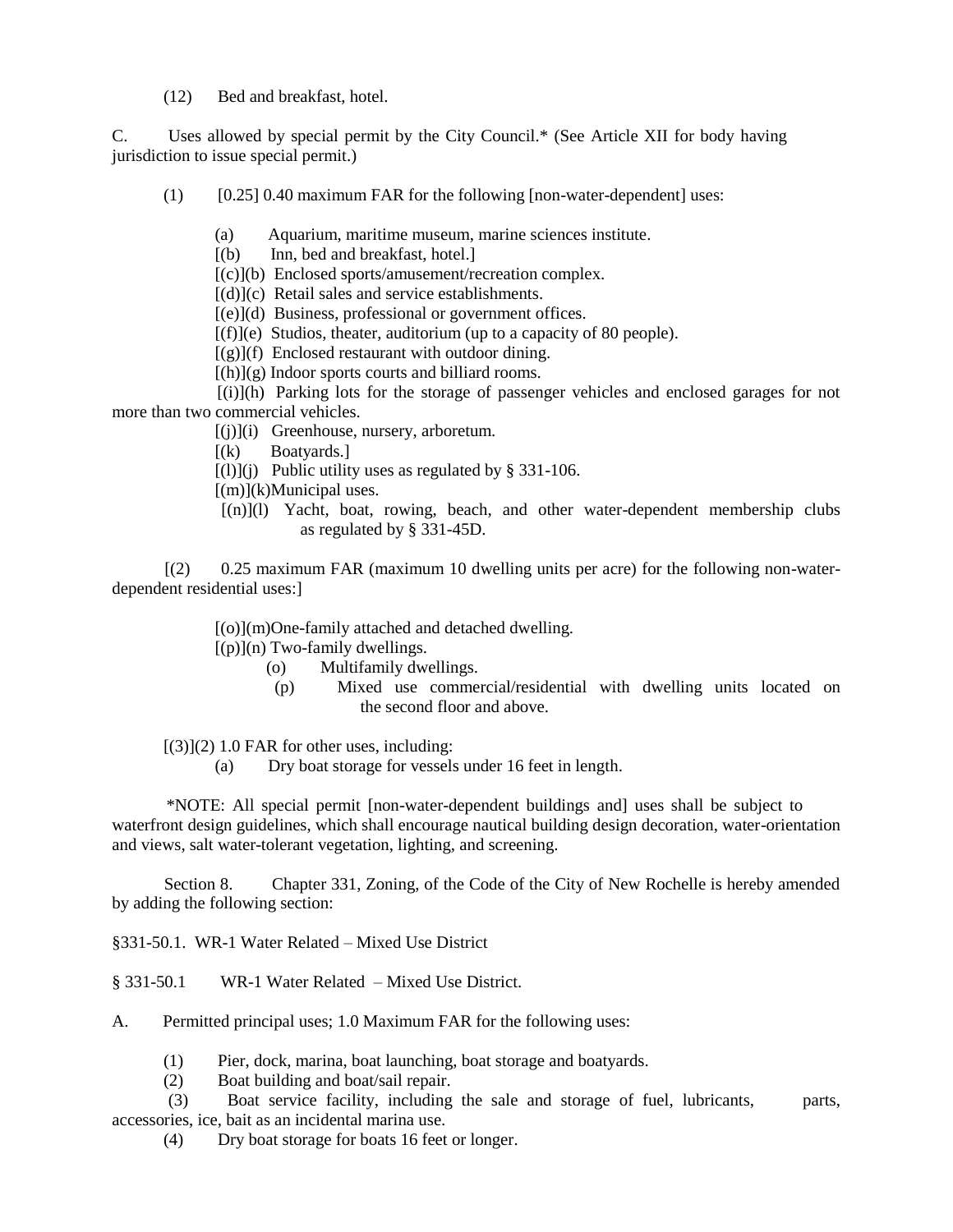(12) Bed and breakfast, hotel.

C. Uses allowed by special permit by the City Council.* (See Article XII for body having jurisdiction to issue special permit.)

(1) [0.25] 0.40 maximum FAR for the following [non-water-dependent] uses:

(a) Aquarium, maritime museum, marine sciences institute.
[(b) Inn, bed and breakfast, hotel.]
[(c)](b) Enclosed sports/amusement/recreation complex.
[(d)](c) Retail sales and service establishments.
[(e)](d) Business, professional or government offices.
[(f)](e) Studios, theater, auditorium (up to a capacity of 80 people).
[(g)](f) Enclosed restaurant with outdoor dining.
[(h)](g) Indoor sports courts and billiard rooms.
[(i)](h) Parking lots for the storage of passenger vehicles and enclosed garages for not more than two commercial vehicles.
[(j)](i) Greenhouse, nursery, arboretum.
[(k) Boatyards.]
[(l)](j) Public utility uses as regulated by § 331-106.
[(m)](k)Municipal uses.
[(n)](l) Yacht, boat, rowing, beach, and other water-dependent membership clubs as regulated by § 331-45D.

[(2) 0.25 maximum FAR (maximum 10 dwelling units per acre) for the following non-water-dependent residential uses:]

[(o)](m)One-family attached and detached dwelling.
[(p)](n) Two-family dwellings.
(o) Multifamily dwellings.
(p) Mixed use commercial/residential with dwelling units located on the second floor and above.

[(3)](2) 1.0 FAR for other uses, including:
(a) Dry boat storage for vessels under 16 feet in length.

*NOTE: All special permit [non-water-dependent buildings and] uses shall be subject to waterfront design guidelines, which shall encourage nautical building design decoration, water-orientation and views, salt water-tolerant vegetation, lighting, and screening.

Section 8. Chapter 331, Zoning, of the Code of the City of New Rochelle is hereby amended by adding the following section:

§331-50.1. WR-1 Water Related – Mixed Use District

§ 331-50.1 WR-1 Water Related – Mixed Use District.

A. Permitted principal uses; 1.0 Maximum FAR for the following uses:

(1) Pier, dock, marina, boat launching, boat storage and boatyards.
(2) Boat building and boat/sail repair.
(3) Boat service facility, including the sale and storage of fuel, lubricants, parts, accessories, ice, bait as an incidental marina use.
(4) Dry boat storage for boats 16 feet or longer.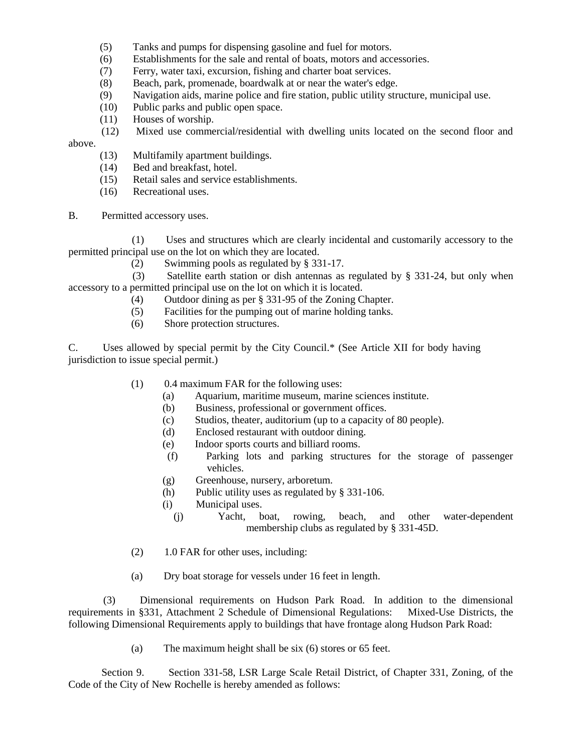(5) Tanks and pumps for dispensing gasoline and fuel for motors.
(6) Establishments for the sale and rental of boats, motors and accessories.
(7) Ferry, water taxi, excursion, fishing and charter boat services.
(8) Beach, park, promenade, boardwalk at or near the water's edge.
(9) Navigation aids, marine police and fire station, public utility structure, municipal use.
(10) Public parks and public open space.
(11) Houses of worship.
(12) Mixed use commercial/residential with dwelling units located on the second floor and above.
(13) Multifamily apartment buildings.
(14) Bed and breakfast, hotel.
(15) Retail sales and service establishments.
(16) Recreational uses.

B. Permitted accessory uses.

(1) Uses and structures which are clearly incidental and customarily accessory to the permitted principal use on the lot on which they are located.
(2) Swimming pools as regulated by § 331-17.
(3) Satellite earth station or dish antennas as regulated by § 331-24, but only when accessory to a permitted principal use on the lot on which it is located.
(4) Outdoor dining as per § 331-95 of the Zoning Chapter.
(5) Facilities for the pumping out of marine holding tanks.
(6) Shore protection structures.

C. Uses allowed by special permit by the City Council.* (See Article XII for body having jurisdiction to issue special permit.)

(1) 0.4 maximum FAR for the following uses:
(a) Aquarium, maritime museum, marine sciences institute.
(b) Business, professional or government offices.
(c) Studios, theater, auditorium (up to a capacity of 80 people).
(d) Enclosed restaurant with outdoor dining.
(e) Indoor sports courts and billiard rooms.
(f) Parking lots and parking structures for the storage of passenger vehicles.
(g) Greenhouse, nursery, arboretum.
(h) Public utility uses as regulated by § 331-106.
(i) Municipal uses.
(j) Yacht, boat, rowing, beach, and other water-dependent membership clubs as regulated by § 331-45D.

(2) 1.0 FAR for other uses, including:

(a) Dry boat storage for vessels under 16 feet in length.

(3) Dimensional requirements on Hudson Park Road. In addition to the dimensional requirements in §331, Attachment 2 Schedule of Dimensional Regulations: Mixed-Use Districts, the following Dimensional Requirements apply to buildings that have frontage along Hudson Park Road:

(a) The maximum height shall be six (6) stores or 65 feet.

Section 9. Section 331-58, LSR Large Scale Retail District, of Chapter 331, Zoning, of the Code of the City of New Rochelle is hereby amended as follows: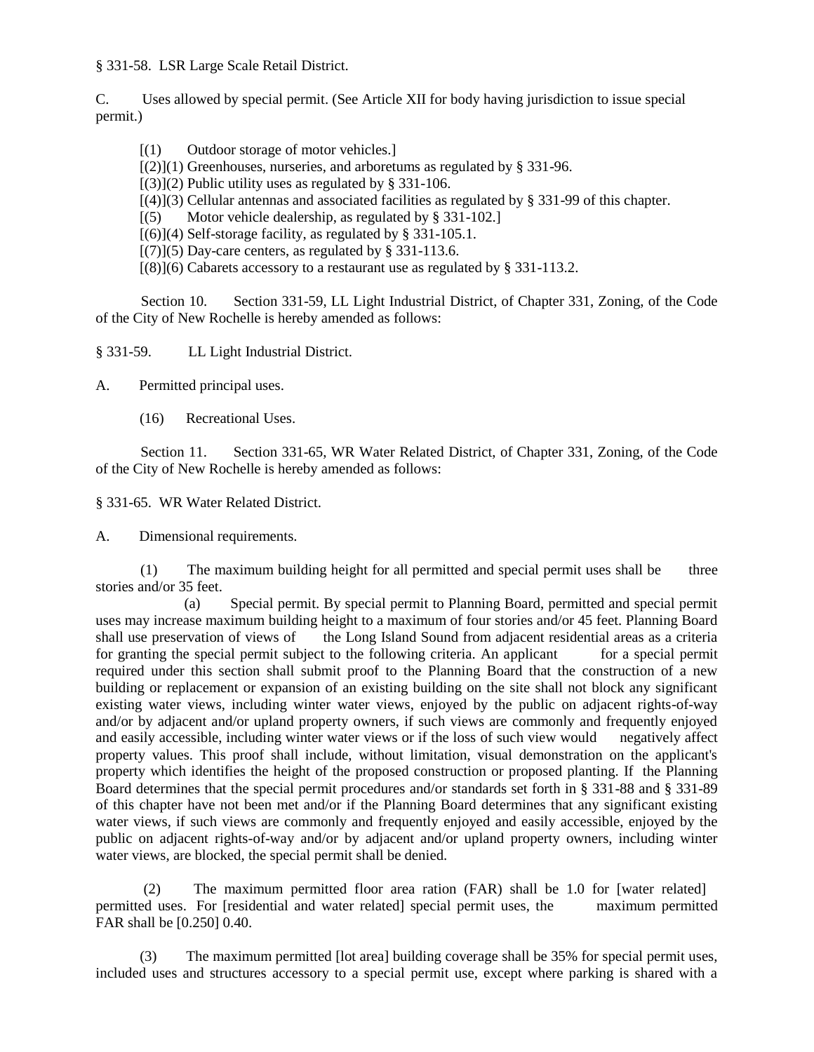§ 331-58. LSR Large Scale Retail District.

C. Uses allowed by special permit. (See Article XII for body having jurisdiction to issue special permit.)

[(1) Outdoor storage of motor vehicles.]
[(2)](1) Greenhouses, nurseries, and arboretums as regulated by § 331-96.
[(3)](2) Public utility uses as regulated by § 331-106.
[(4)](3) Cellular antennas and associated facilities as regulated by § 331-99 of this chapter.
[(5) Motor vehicle dealership, as regulated by § 331-102.]
[(6)](4) Self-storage facility, as regulated by § 331-105.1.
[(7)](5) Day-care centers, as regulated by § 331-113.6.
[(8)](6) Cabarets accessory to a restaurant use as regulated by § 331-113.2.

Section 10. Section 331-59, LL Light Industrial District, of Chapter 331, Zoning, of the Code of the City of New Rochelle is hereby amended as follows:

§ 331-59. LL Light Industrial District.

A. Permitted principal uses.

(16) Recreational Uses.

Section 11. Section 331-65, WR Water Related District, of Chapter 331, Zoning, of the Code of the City of New Rochelle is hereby amended as follows:

§ 331-65. WR Water Related District.

A. Dimensional requirements.

(1) The maximum building height for all permitted and special permit uses shall be three stories and/or 35 feet.

(a) Special permit. By special permit to Planning Board, permitted and special permit uses may increase maximum building height to a maximum of four stories and/or 45 feet. Planning Board shall use preservation of views of the Long Island Sound from adjacent residential areas as a criteria for granting the special permit subject to the following criteria. An applicant for a special permit required under this section shall submit proof to the Planning Board that the construction of a new building or replacement or expansion of an existing building on the site shall not block any significant existing water views, including winter water views, enjoyed by the public on adjacent rights-of-way and/or by adjacent and/or upland property owners, if such views are commonly and frequently enjoyed and easily accessible, including winter water views or if the loss of such view would negatively affect property values. This proof shall include, without limitation, visual demonstration on the applicant's property which identifies the height of the proposed construction or proposed planting. If the Planning Board determines that the special permit procedures and/or standards set forth in § 331-88 and § 331-89 of this chapter have not been met and/or if the Planning Board determines that any significant existing water views, if such views are commonly and frequently enjoyed and easily accessible, enjoyed by the public on adjacent rights-of-way and/or by adjacent and/or upland property owners, including winter water views, are blocked, the special permit shall be denied.

(2) The maximum permitted floor area ration (FAR) shall be 1.0 for [water related] permitted uses. For [residential and water related] special permit uses, the maximum permitted FAR shall be [0.250] 0.40.

(3) The maximum permitted [lot area] building coverage shall be 35% for special permit uses, included uses and structures accessory to a special permit use, except where parking is shared with a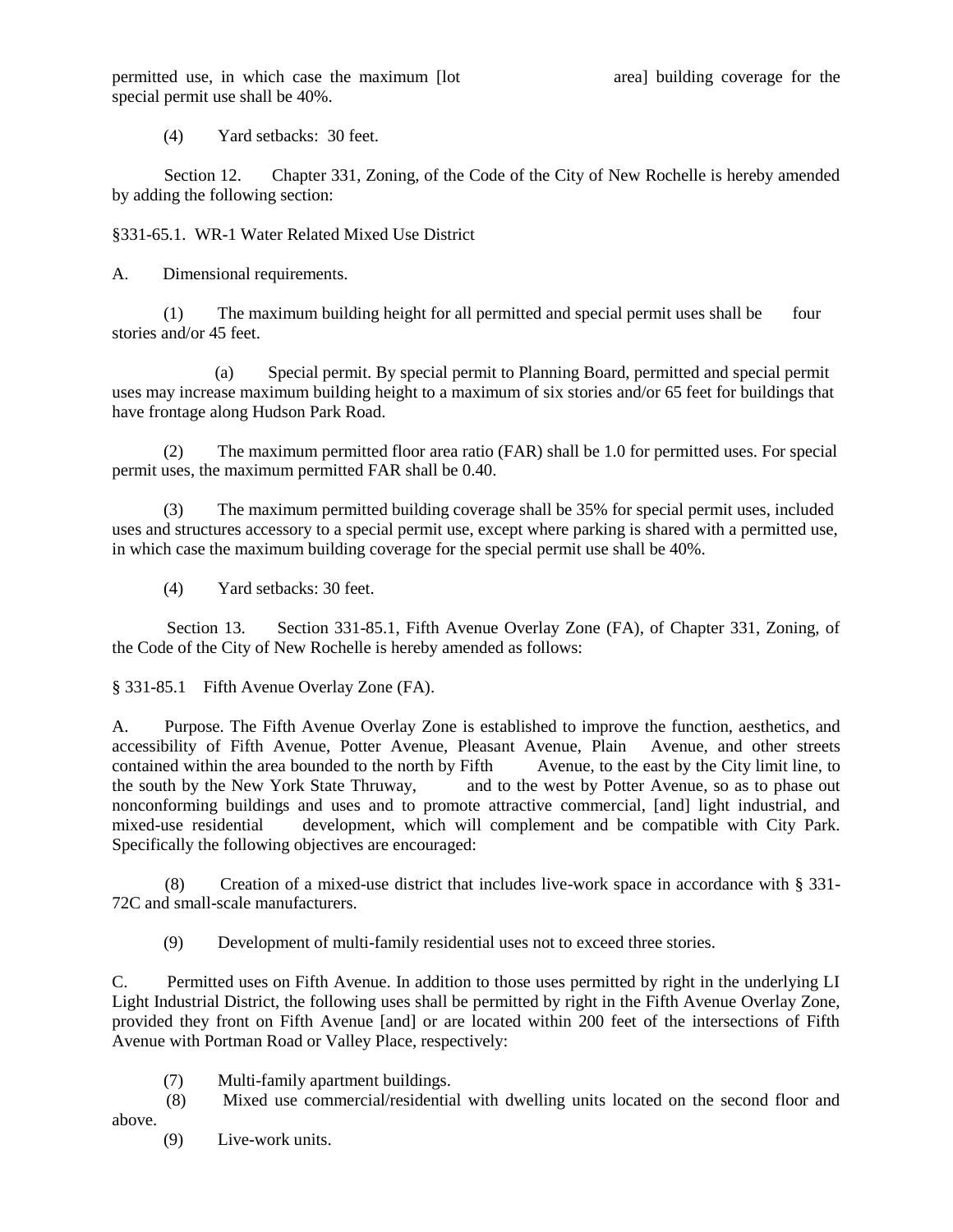permitted use, in which case the maximum [lot area] building coverage for the special permit use shall be 40%.

(4) Yard setbacks: 30 feet.

Section 12. Chapter 331, Zoning, of the Code of the City of New Rochelle is hereby amended by adding the following section:

§331-65.1. WR-1 Water Related Mixed Use District

A. Dimensional requirements.

(1) The maximum building height for all permitted and special permit uses shall be four stories and/or 45 feet.

(a) Special permit. By special permit to Planning Board, permitted and special permit uses may increase maximum building height to a maximum of six stories and/or 65 feet for buildings that have frontage along Hudson Park Road.

(2) The maximum permitted floor area ratio (FAR) shall be 1.0 for permitted uses. For special permit uses, the maximum permitted FAR shall be 0.40.

(3) The maximum permitted building coverage shall be 35% for special permit uses, included uses and structures accessory to a special permit use, except where parking is shared with a permitted use, in which case the maximum building coverage for the special permit use shall be 40%.

(4) Yard setbacks: 30 feet.

Section 13. Section 331-85.1, Fifth Avenue Overlay Zone (FA), of Chapter 331, Zoning, of the Code of the City of New Rochelle is hereby amended as follows:

§ 331-85.1 Fifth Avenue Overlay Zone (FA).

A. Purpose. The Fifth Avenue Overlay Zone is established to improve the function, aesthetics, and accessibility of Fifth Avenue, Potter Avenue, Pleasant Avenue, Plain Avenue, and other streets contained within the area bounded to the north by Fifth Avenue, to the east by the City limit line, to the south by the New York State Thruway, and to the west by Potter Avenue, so as to phase out nonconforming buildings and uses and to promote attractive commercial, [and] light industrial, and mixed-use residential development, which will complement and be compatible with City Park. Specifically the following objectives are encouraged:

(8) Creation of a mixed-use district that includes live-work space in accordance with § 331-72C and small-scale manufacturers.

(9) Development of multi-family residential uses not to exceed three stories.

C. Permitted uses on Fifth Avenue. In addition to those uses permitted by right in the underlying LI Light Industrial District, the following uses shall be permitted by right in the Fifth Avenue Overlay Zone, provided they front on Fifth Avenue [and] or are located within 200 feet of the intersections of Fifth Avenue with Portman Road or Valley Place, respectively:

(7) Multi-family apartment buildings.

(8) Mixed use commercial/residential with dwelling units located on the second floor and above.

(9) Live-work units.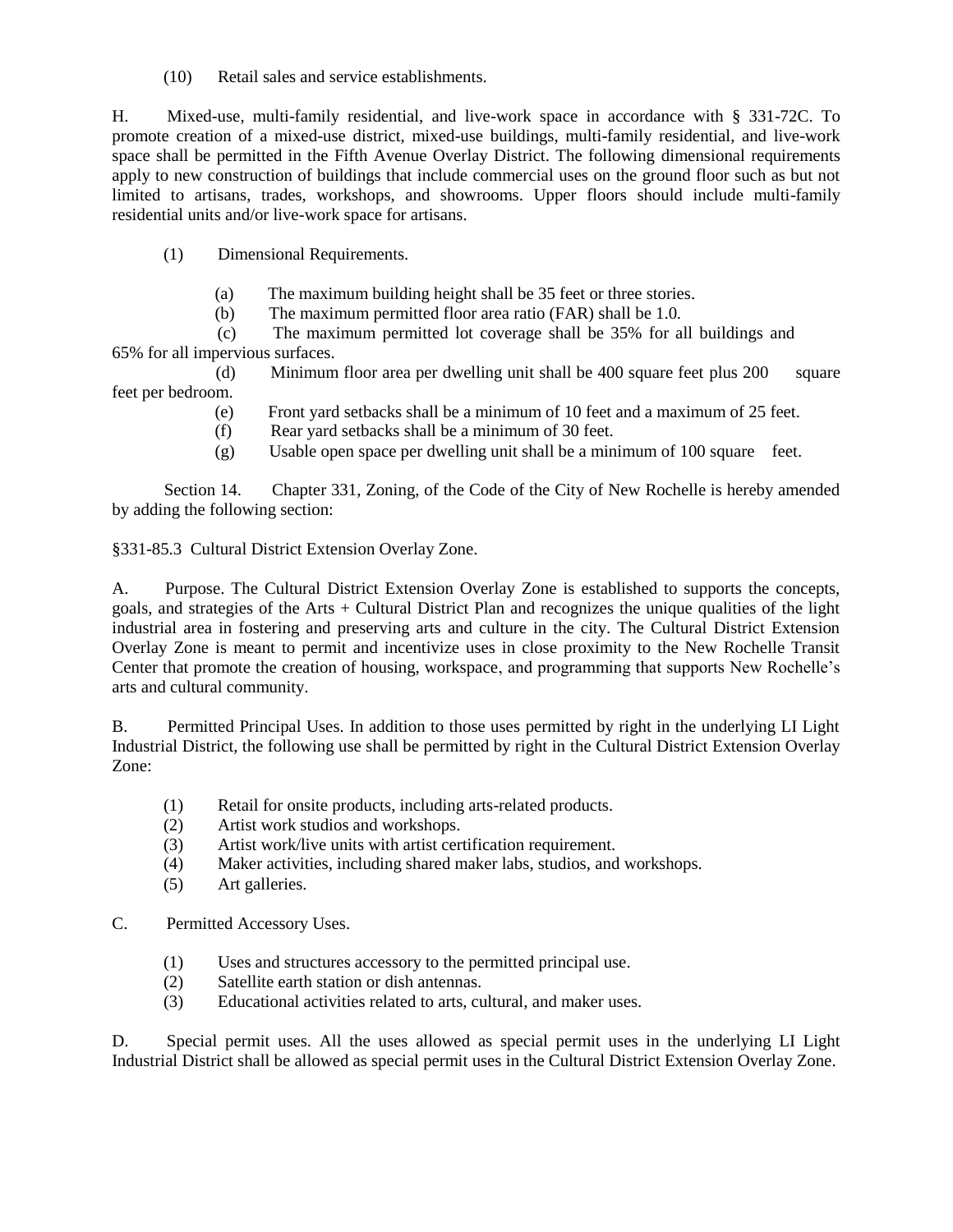(10) Retail sales and service establishments.

H. Mixed-use, multi-family residential, and live-work space in accordance with § 331-72C. To promote creation of a mixed-use district, mixed-use buildings, multi-family residential, and live-work space shall be permitted in the Fifth Avenue Overlay District. The following dimensional requirements apply to new construction of buildings that include commercial uses on the ground floor such as but not limited to artisans, trades, workshops, and showrooms. Upper floors should include multi-family residential units and/or live-work space for artisans.

(1) Dimensional Requirements.

(a) The maximum building height shall be 35 feet or three stories.

(b) The maximum permitted floor area ratio (FAR) shall be 1.0.

(c) The maximum permitted lot coverage shall be 35% for all buildings and 65% for all impervious surfaces.

(d) Minimum floor area per dwelling unit shall be 400 square feet plus 200 square feet per bedroom.

(e) Front yard setbacks shall be a minimum of 10 feet and a maximum of 25 feet.

(f) Rear yard setbacks shall be a minimum of 30 feet.

(g) Usable open space per dwelling unit shall be a minimum of 100 square feet.

Section 14. Chapter 331, Zoning, of the Code of the City of New Rochelle is hereby amended by adding the following section:

§331-85.3 Cultural District Extension Overlay Zone.

A. Purpose. The Cultural District Extension Overlay Zone is established to supports the concepts, goals, and strategies of the Arts + Cultural District Plan and recognizes the unique qualities of the light industrial area in fostering and preserving arts and culture in the city. The Cultural District Extension Overlay Zone is meant to permit and incentivize uses in close proximity to the New Rochelle Transit Center that promote the creation of housing, workspace, and programming that supports New Rochelle's arts and cultural community.

B. Permitted Principal Uses. In addition to those uses permitted by right in the underlying LI Light Industrial District, the following use shall be permitted by right in the Cultural District Extension Overlay Zone:

(1) Retail for onsite products, including arts-related products.

(2) Artist work studios and workshops.

(3) Artist work/live units with artist certification requirement.

(4) Maker activities, including shared maker labs, studios, and workshops.

(5) Art galleries.

C. Permitted Accessory Uses.

(1) Uses and structures accessory to the permitted principal use.

(2) Satellite earth station or dish antennas.

(3) Educational activities related to arts, cultural, and maker uses.

D. Special permit uses. All the uses allowed as special permit uses in the underlying LI Light Industrial District shall be allowed as special permit uses in the Cultural District Extension Overlay Zone.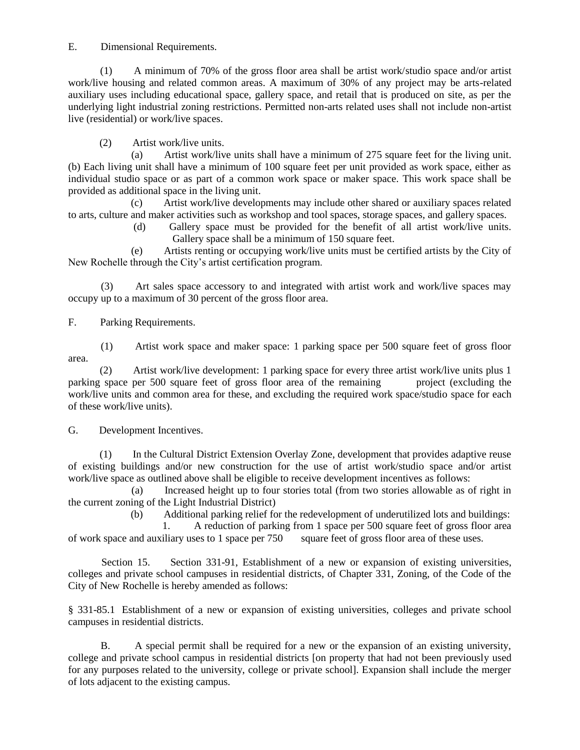E. Dimensional Requirements.

(1) A minimum of 70% of the gross floor area shall be artist work/studio space and/or artist work/live housing and related common areas. A maximum of 30% of any project may be arts-related auxiliary uses including educational space, gallery space, and retail that is produced on site, as per the underlying light industrial zoning restrictions. Permitted non-arts related uses shall not include non-artist live (residential) or work/live spaces.

(2) Artist work/live units.

(a) Artist work/live units shall have a minimum of 275 square feet for the living unit. (b) Each living unit shall have a minimum of 100 square feet per unit provided as work space, either as individual studio space or as part of a common work space or maker space. This work space shall be provided as additional space in the living unit.

(c) Artist work/live developments may include other shared or auxiliary spaces related to arts, culture and maker activities such as workshop and tool spaces, storage spaces, and gallery spaces.

(d) Gallery space must be provided for the benefit of all artist work/live units. Gallery space shall be a minimum of 150 square feet.

(e) Artists renting or occupying work/live units must be certified artists by the City of New Rochelle through the City's artist certification program.

(3) Art sales space accessory to and integrated with artist work and work/live spaces may occupy up to a maximum of 30 percent of the gross floor area.

F. Parking Requirements.

(1) Artist work space and maker space: 1 parking space per 500 square feet of gross floor area.

(2) Artist work/live development: 1 parking space for every three artist work/live units plus 1 parking space per 500 square feet of gross floor area of the remaining project (excluding the work/live units and common area for these, and excluding the required work space/studio space for each of these work/live units).

G. Development Incentives.

(1) In the Cultural District Extension Overlay Zone, development that provides adaptive reuse of existing buildings and/or new construction for the use of artist work/studio space and/or artist work/live space as outlined above shall be eligible to receive development incentives as follows:

(a) Increased height up to four stories total (from two stories allowable as of right in the current zoning of the Light Industrial District)

(b) Additional parking relief for the redevelopment of underutilized lots and buildings:

1. A reduction of parking from 1 space per 500 square feet of gross floor area of work space and auxiliary uses to 1 space per 750 square feet of gross floor area of these uses.

Section 15. Section 331-91, Establishment of a new or expansion of existing universities, colleges and private school campuses in residential districts, of Chapter 331, Zoning, of the Code of the City of New Rochelle is hereby amended as follows:

§ 331-85.1 Establishment of a new or expansion of existing universities, colleges and private school campuses in residential districts.

B. A special permit shall be required for a new or the expansion of an existing university, college and private school campus in residential districts [on property that had not been previously used for any purposes related to the university, college or private school]. Expansion shall include the merger of lots adjacent to the existing campus.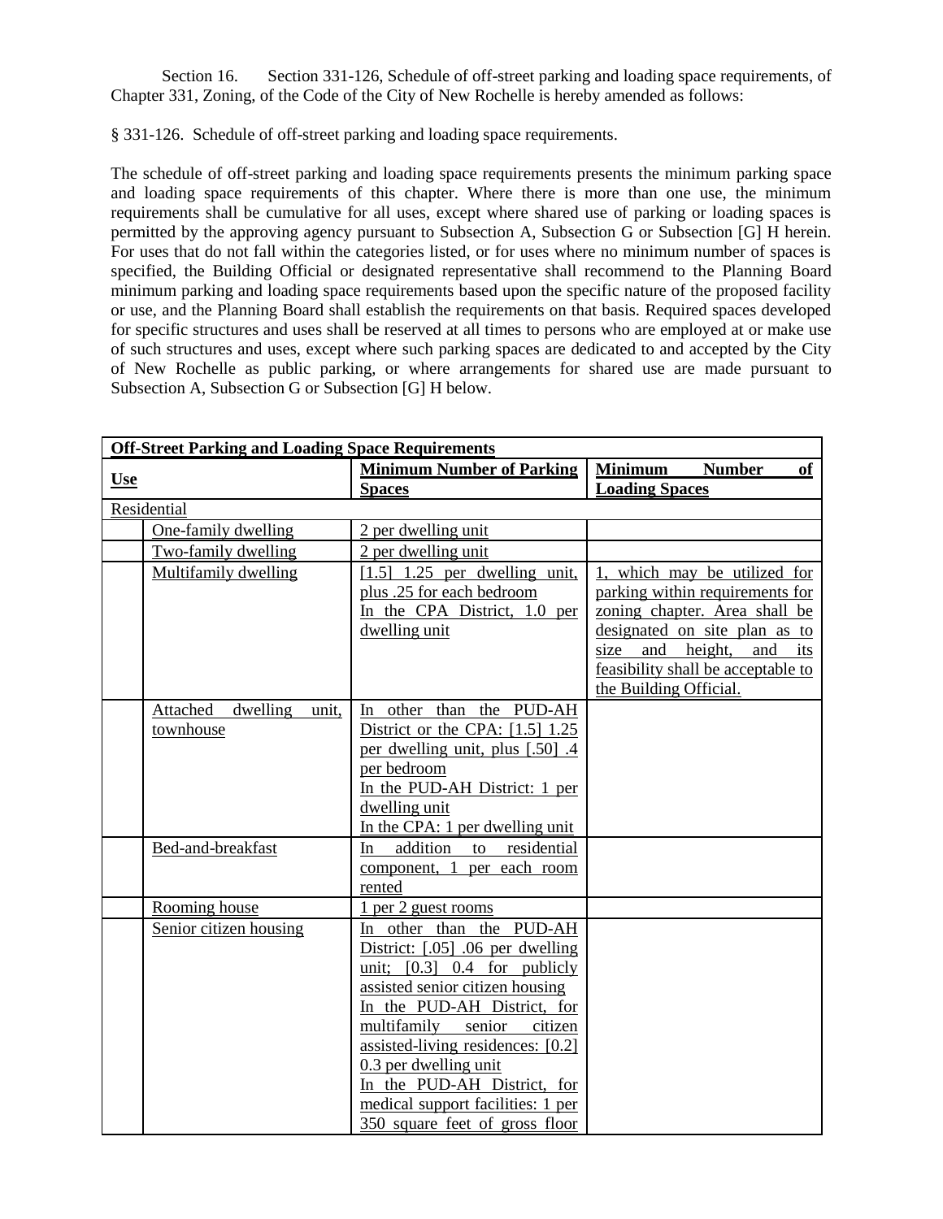Section 16. Section 331-126, Schedule of off-street parking and loading space requirements, of Chapter 331, Zoning, of the Code of the City of New Rochelle is hereby amended as follows:

§ 331-126. Schedule of off-street parking and loading space requirements.

The schedule of off-street parking and loading space requirements presents the minimum parking space and loading space requirements of this chapter. Where there is more than one use, the minimum requirements shall be cumulative for all uses, except where shared use of parking or loading spaces is permitted by the approving agency pursuant to Subsection A, Subsection G or Subsection [G] H herein. For uses that do not fall within the categories listed, or for uses where no minimum number of spaces is specified, the Building Official or designated representative shall recommend to the Planning Board minimum parking and loading space requirements based upon the specific nature of the proposed facility or use, and the Planning Board shall establish the requirements on that basis. Required spaces developed for specific structures and uses shall be reserved at all times to persons who are employed at or make use of such structures and uses, except where such parking spaces are dedicated to and accepted by the City of New Rochelle as public parking, or where arrangements for shared use are made pursuant to Subsection A, Subsection G or Subsection [G] H below.

| **Off-Street Parking and Loading Space Requirements** | | | |
|---|---|---|---|
| **Use** | | **Minimum Number of Parking Spaces** | **Minimum Number of Loading Spaces** |
| Residential | | | |
| | One-family dwelling | 2 per dwelling unit | |
| | Two-family dwelling | 2 per dwelling unit | |
| | Multifamily dwelling | [1.5] 1.25 per dwelling unit, plus .25 for each bedroom<br>In the CPA District, 1.0 per dwelling unit | 1, which may be utilized for parking within requirements for zoning chapter. Area shall be designated on site plan as to size and height, and its feasibility shall be acceptable to the Building Official. |
| | Attached dwelling unit, townhouse | In other than the PUD-AH District or the CPA: [1.5] 1.25 per dwelling unit, plus [.50] .4 per bedroom<br>In the PUD-AH District: 1 per dwelling unit<br>In the CPA: 1 per dwelling unit | |
| | Bed-and-breakfast | In addition to residential component, 1 per each room rented | |
| | Rooming house | 1 per 2 guest rooms | |
| | Senior citizen housing | In other than the PUD-AH District: [.05] .06 per dwelling unit; [0.3] 0.4 for publicly assisted senior citizen housing<br>In the PUD-AH District, for multifamily senior citizen assisted-living residences: [0.2] 0.3 per dwelling unit<br>In the PUD-AH District, for medical support facilities: 1 per 350 square feet of gross floor | |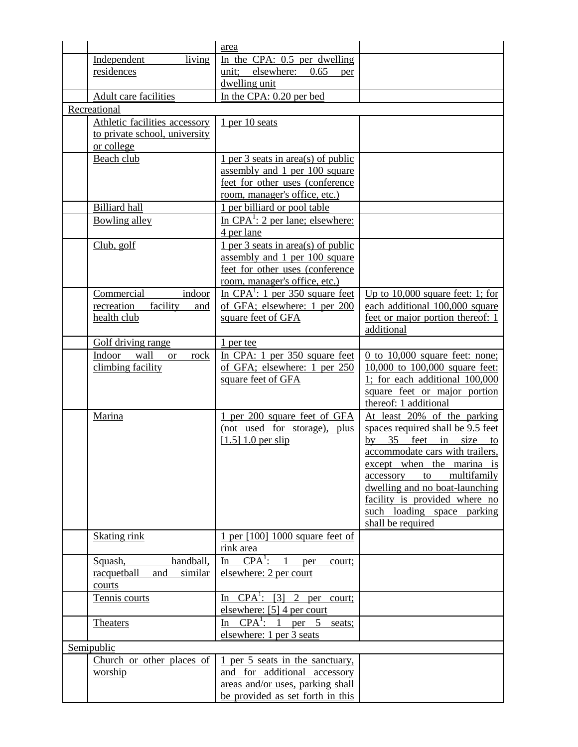| | | | |
|---|---|---|---|
| | | area | |
| | Independent living residences | In the CPA: 0.5 per dwelling unit; elsewhere: 0.65 per dwelling unit | |
| | Adult care facilities | In the CPA: 0.20 per bed | |
| Recreational | | | |
| | Athletic facilities accessory to private school, university or college | 1 per 10 seats | |
| | Beach club | 1 per 3 seats in area(s) of public assembly and 1 per 100 square feet for other uses (conference room, manager's office, etc.) | |
| | Billiard hall | 1 per billiard or pool table | |
| | Bowling alley | In CPA[1]: 2 per lane; elsewhere: 4 per lane | |
| | Club, golf | 1 per 3 seats in area(s) of public assembly and 1 per 100 square feet for other uses (conference room, manager's office, etc.) | |
| | Commercial indoor recreation facility and health club | In CPA[1]: 1 per 350 square feet of GFA; elsewhere: 1 per 200 square feet of GFA | Up to 10,000 square feet: 1; for each additional 100,000 square feet or major portion thereof: 1 additional |
| | Golf driving range | 1 per tee | |
| | Indoor wall or rock climbing facility | In CPA: 1 per 350 square feet of GFA; elsewhere: 1 per 250 square feet of GFA | 0 to 10,000 square feet: none; 10,000 to 100,000 square feet: 1; for each additional 100,000 square feet or major portion thereof: 1 additional |
| | Marina | 1 per 200 square feet of GFA (not used for storage), plus [1.5] 1.0 per slip | At least 20% of the parking spaces required shall be 9.5 feet by 35 feet in size to accommodate cars with trailers, except when the marina is accessory to multifamily dwelling and no boat-launching facility is provided where no such loading space parking shall be required |
| | Skating rink | 1 per [100] 1000 square feet of rink area | |
| | Squash, handball, racquetball and similar courts | In CPA[1]: 1 per court; elsewhere: 2 per court | |
| | Tennis courts | In CPA[1]: [3] 2 per court; elsewhere: [5] 4 per court | |
| | Theaters | In CPA[1]: 1 per 5 seats; elsewhere: 1 per 3 seats | |
| Semipublic | | | |
| | Church or other places of worship | 1 per 5 seats in the sanctuary, and for additional accessory areas and/or uses, parking shall be provided as set forth in this | |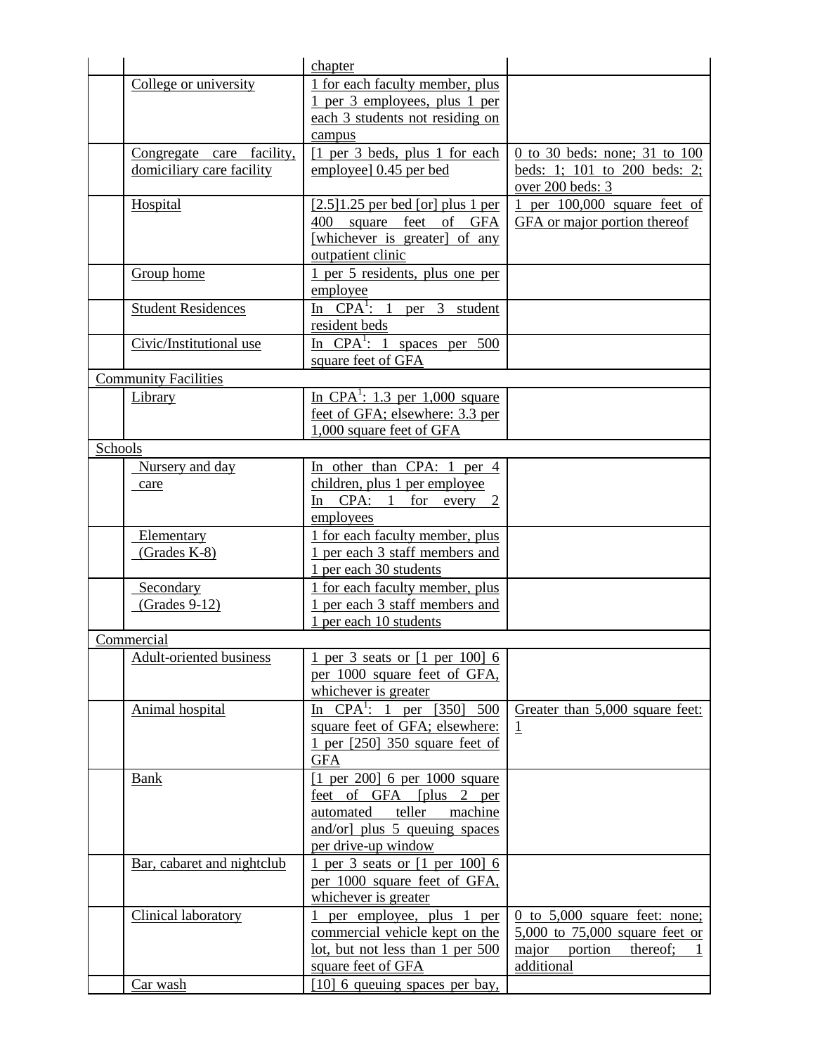| | | | |
|---|---|---|---|
| | | chapter | |
| | College or university | 1 for each faculty member, plus 1 per 3 employees, plus 1 per each 3 students not residing on campus | |
| | Congregate care facility, domiciliary care facility | [1 per 3 beds, plus 1 for each employee] 0.45 per bed | 0 to 30 beds: none; 31 to 100 beds: 1; 101 to 200 beds: 2; over 200 beds: 3 |
| | Hospital | [2.5]1.25 per bed [or] plus 1 per 400 square feet of GFA [whichever is greater] of any outpatient clinic | 1 per 100,000 square feet of GFA or major portion thereof |
| | Group home | 1 per 5 residents, plus one per employee | |
| | Student Residences | In CPA[1]: 1 per 3 student resident beds | |
| | Civic/Institutional use | In CPA[1]: 1 spaces per 500 square feet of GFA | |
| Community Facilities | | | |
| | Library | In CPA[1]: 1.3 per 1,000 square feet of GFA; elsewhere: 3.3 per 1,000 square feet of GFA | |
| Schools | | | |
| | Nursery and day care | In other than CPA: 1 per 4 children, plus 1 per employee In CPA: 1 for every 2 employees | |
| | Elementary (Grades K-8) | 1 for each faculty member, plus 1 per each 3 staff members and 1 per each 30 students | |
| | Secondary (Grades 9-12) | 1 for each faculty member, plus 1 per each 3 staff members and 1 per each 10 students | |
| Commercial | | | |
| | Adult-oriented business | 1 per 3 seats or [1 per 100] 6 per 1000 square feet of GFA, whichever is greater | |
| | Animal hospital | In CPA[1]: 1 per [350] 500 square feet of GFA; elsewhere: 1 per [250] 350 square feet of GFA | Greater than 5,000 square feet: 1 |
| | Bank | [1 per 200] 6 per 1000 square feet of GFA [plus 2 per automated teller machine and/or] plus 5 queuing spaces per drive-up window | |
| | Bar, cabaret and nightclub | 1 per 3 seats or [1 per 100] 6 per 1000 square feet of GFA, whichever is greater | |
| | Clinical laboratory | 1 per employee, plus 1 per commercial vehicle kept on the lot, but not less than 1 per 500 square feet of GFA | 0 to 5,000 square feet: none; 5,000 to 75,000 square feet or major portion thereof; 1 additional |
| | Car wash | [10] 6 queuing spaces per bay, | |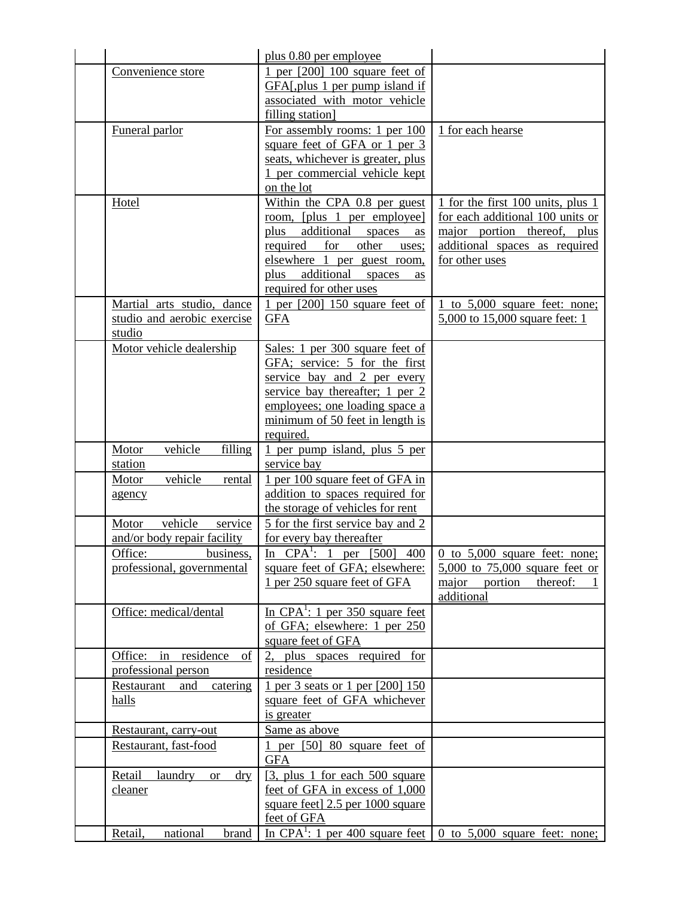| | | | |
|---|---|---|---|
| | | plus 0.80 per employee | |
| | Convenience store | 1 per [200] 100 square feet of GFA[,plus 1 per pump island if associated with motor vehicle filling station] | |
| | Funeral parlor | For assembly rooms: 1 per 100 square feet of GFA or 1 per 3 seats, whichever is greater, plus 1 per commercial vehicle kept on the lot | 1 for each hearse |
| | Hotel | Within the CPA 0.8 per guest room, [plus 1 per employee] plus additional spaces as required for other uses; elsewhere 1 per guest room, plus additional spaces as required for other uses | 1 for the first 100 units, plus 1 for each additional 100 units or major portion thereof, plus additional spaces as required for other uses |
| | Martial arts studio, dance studio and aerobic exercise studio | 1 per [200] 150 square feet of GFA | 1 to 5,000 square feet: none; 5,000 to 15,000 square feet: 1 |
| | Motor vehicle dealership | Sales: 1 per 300 square feet of GFA; service: 5 for the first service bay and 2 per every service bay thereafter; 1 per 2 employees; one loading space a minimum of 50 feet in length is required. | |
| | Motor vehicle filling station | 1 per pump island, plus 5 per service bay | |
| | Motor vehicle rental agency | 1 per 100 square feet of GFA in addition to spaces required for the storage of vehicles for rent | |
| | Motor vehicle service and/or body repair facility | 5 for the first service bay and 2 for every bay thereafter | |
| | Office: business, professional, governmental | In CPA[1]: 1 per [500] 400 square feet of GFA; elsewhere: 1 per 250 square feet of GFA | 0 to 5,000 square feet: none; 5,000 to 75,000 square feet or major portion thereof: 1 additional |
| | Office: medical/dental | In CPA[1]: 1 per 350 square feet of GFA; elsewhere: 1 per 250 square feet of GFA | |
| | Office: in residence of professional person | 2, plus spaces required for residence | |
| | Restaurant and catering halls | 1 per 3 seats or 1 per [200] 150 square feet of GFA whichever is greater | |
| | Restaurant, carry-out | Same as above | |
| | Restaurant, fast-food | 1 per [50] 80 square feet of GFA | |
| | Retail laundry or dry cleaner | [3, plus 1 for each 500 square feet of GFA in excess of 1,000 square feet] 2.5 per 1000 square feet of GFA | |
| | Retail, national brand | In CPA[1]: 1 per 400 square feet | 0 to 5,000 square feet: none; |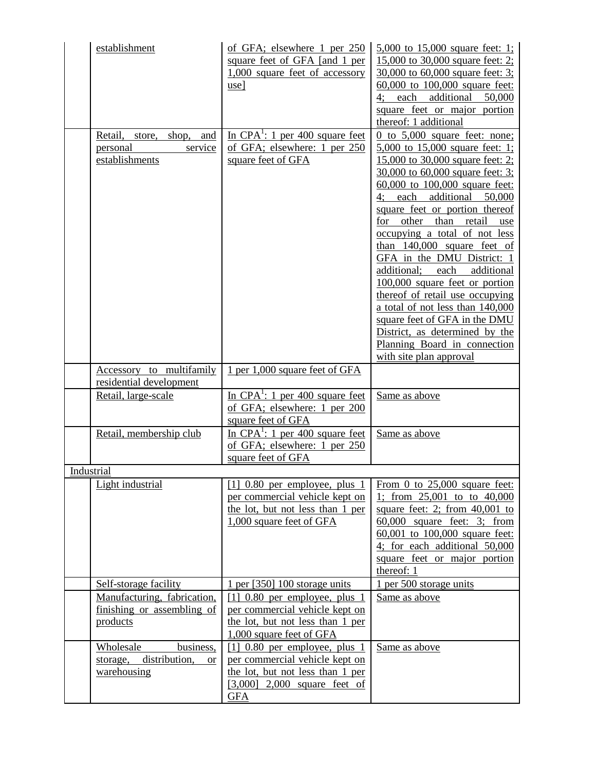| | | | |
|---|---|---|---|
| | establishment | of GFA; elsewhere 1 per 250 square feet of GFA [and 1 per 1,000 square feet of accessory use] | 5,000 to 15,000 square feet: 1; 15,000 to 30,000 square feet: 2; 30,000 to 60,000 square feet: 3; 60,000 to 100,000 square feet: 4; each additional 50,000 square feet or major portion thereof: 1 additional |
| | Retail, store, shop, and personal service establishments | In CPA[1]: 1 per 400 square feet of GFA; elsewhere: 1 per 250 square feet of GFA | 0 to 5,000 square feet: none; 5,000 to 15,000 square feet: 1; 15,000 to 30,000 square feet: 2; 30,000 to 60,000 square feet: 3; 60,000 to 100,000 square feet: 4; each additional 50,000 square feet or portion thereof for other than retail use occupying a total of not less than 140,000 square feet of GFA in the DMU District: 1 additional; each additional 100,000 square feet or portion thereof of retail use occupying a total of not less than 140,000 square feet of GFA in the DMU District, as determined by the Planning Board in connection with site plan approval |
| | Accessory to multifamily residential development | 1 per 1,000 square feet of GFA | |
| | Retail, large-scale | In CPA[1]: 1 per 400 square feet of GFA; elsewhere: 1 per 200 square feet of GFA | Same as above |
| | Retail, membership club | In CPA[1]: 1 per 400 square feet of GFA; elsewhere: 1 per 250 square feet of GFA | Same as above |
| Industrial | | | |
| | Light industrial | [1] 0.80 per employee, plus 1 per commercial vehicle kept on the lot, but not less than 1 per 1,000 square feet of GFA | From 0 to 25,000 square feet: 1; from 25,001 to to 40,000 square feet: 2; from 40,001 to 60,000 square feet: 3; from 60,001 to 100,000 square feet: 4; for each additional 50,000 square feet or major portion thereof: 1 |
| | Self-storage facility | 1 per [350] 100 storage units | 1 per 500 storage units |
| | Manufacturing, fabrication, finishing or assembling of products | [1] 0.80 per employee, plus 1 per commercial vehicle kept on the lot, but not less than 1 per 1,000 square feet of GFA | Same as above |
| | Wholesale business, storage, distribution, or warehousing | [1] 0.80 per employee, plus 1 per commercial vehicle kept on the lot, but not less than 1 per [3,000] 2,000 square feet of GFA | Same as above |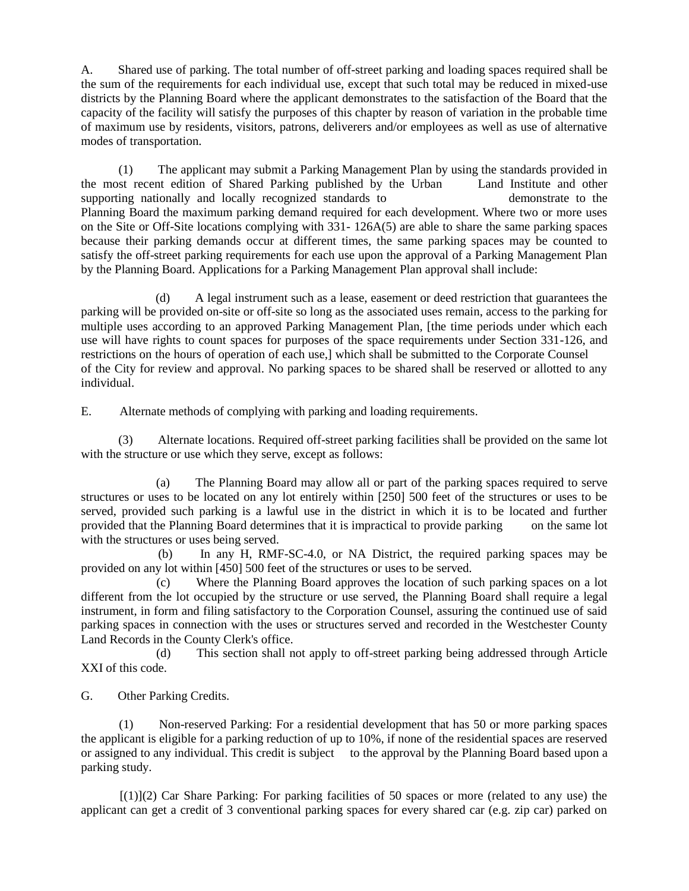A. Shared use of parking. The total number of off-street parking and loading spaces required shall be the sum of the requirements for each individual use, except that such total may be reduced in mixed-use districts by the Planning Board where the applicant demonstrates to the satisfaction of the Board that the capacity of the facility will satisfy the purposes of this chapter by reason of variation in the probable time of maximum use by residents, visitors, patrons, deliverers and/or employees as well as use of alternative modes of transportation.

(1) The applicant may submit a Parking Management Plan by using the standards provided in the most recent edition of Shared Parking published by the Urban Land Institute and other supporting nationally and locally recognized standards to demonstrate to the Planning Board the maximum parking demand required for each development. Where two or more uses on the Site or Off-Site locations complying with 331- 126A(5) are able to share the same parking spaces because their parking demands occur at different times, the same parking spaces may be counted to satisfy the off-street parking requirements for each use upon the approval of a Parking Management Plan by the Planning Board. Applications for a Parking Management Plan approval shall include:

(d) A legal instrument such as a lease, easement or deed restriction that guarantees the parking will be provided on-site or off-site so long as the associated uses remain, access to the parking for multiple uses according to an approved Parking Management Plan, [the time periods under which each use will have rights to count spaces for purposes of the space requirements under Section 331-126, and restrictions on the hours of operation of each use,] which shall be submitted to the Corporate Counsel of the City for review and approval. No parking spaces to be shared shall be reserved or allotted to any individual.

E. Alternate methods of complying with parking and loading requirements.

(3) Alternate locations. Required off-street parking facilities shall be provided on the same lot with the structure or use which they serve, except as follows:

(a) The Planning Board may allow all or part of the parking spaces required to serve structures or uses to be located on any lot entirely within [250] 500 feet of the structures or uses to be served, provided such parking is a lawful use in the district in which it is to be located and further provided that the Planning Board determines that it is impractical to provide parking on the same lot with the structures or uses being served.

(b) In any H, RMF-SC-4.0, or NA District, the required parking spaces may be provided on any lot within [450] 500 feet of the structures or uses to be served.

(c) Where the Planning Board approves the location of such parking spaces on a lot different from the lot occupied by the structure or use served, the Planning Board shall require a legal instrument, in form and filing satisfactory to the Corporation Counsel, assuring the continued use of said parking spaces in connection with the uses or structures served and recorded in the Westchester County Land Records in the County Clerk's office.

(d) This section shall not apply to off-street parking being addressed through Article XXI of this code.

G. Other Parking Credits.

(1) Non-reserved Parking: For a residential development that has 50 or more parking spaces the applicant is eligible for a parking reduction of up to 10%, if none of the residential spaces are reserved or assigned to any individual. This credit is subject to the approval by the Planning Board based upon a parking study.

[(1)](2) Car Share Parking: For parking facilities of 50 spaces or more (related to any use) the applicant can get a credit of 3 conventional parking spaces for every shared car (e.g. zip car) parked on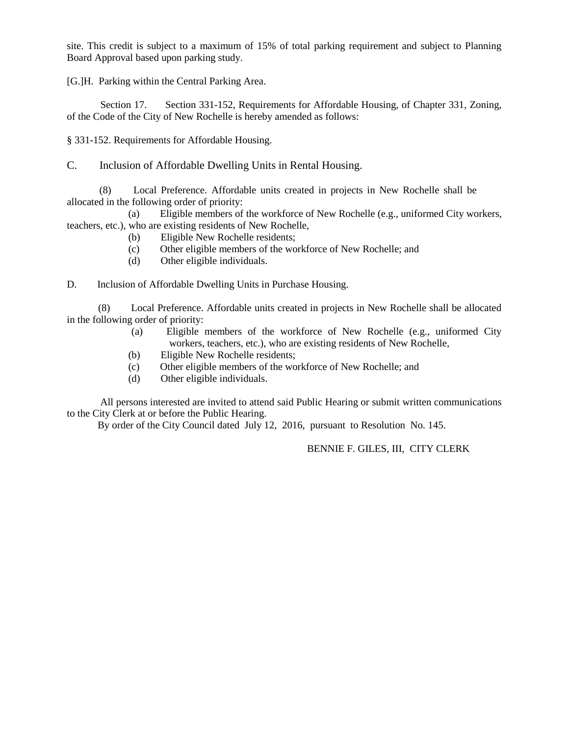site. This credit is subject to a maximum of 15% of total parking requirement and subject to Planning Board Approval based upon parking study.

[G.]H. Parking within the Central Parking Area.

Section 17. Section 331-152, Requirements for Affordable Housing, of Chapter 331, Zoning, of the Code of the City of New Rochelle is hereby amended as follows:

§ 331-152. Requirements for Affordable Housing.

C. Inclusion of Affordable Dwelling Units in Rental Housing.

(8) Local Preference. Affordable units created in projects in New Rochelle shall be allocated in the following order of priority:

(a) Eligible members of the workforce of New Rochelle (e.g., uniformed City workers, teachers, etc.), who are existing residents of New Rochelle,

(b) Eligible New Rochelle residents;

(c) Other eligible members of the workforce of New Rochelle; and

(d) Other eligible individuals.

D. Inclusion of Affordable Dwelling Units in Purchase Housing.

(8) Local Preference. Affordable units created in projects in New Rochelle shall be allocated in the following order of priority:

(a) Eligible members of the workforce of New Rochelle (e.g., uniformed City workers, teachers, etc.), who are existing residents of New Rochelle,

(b) Eligible New Rochelle residents;

(c) Other eligible members of the workforce of New Rochelle; and

(d) Other eligible individuals.

All persons interested are invited to attend said Public Hearing or submit written communications to the City Clerk at or before the Public Hearing.

By order of the City Council dated July 12, 2016, pursuant to Resolution No. 145.

BENNIE F. GILES, III, CITY CLERK